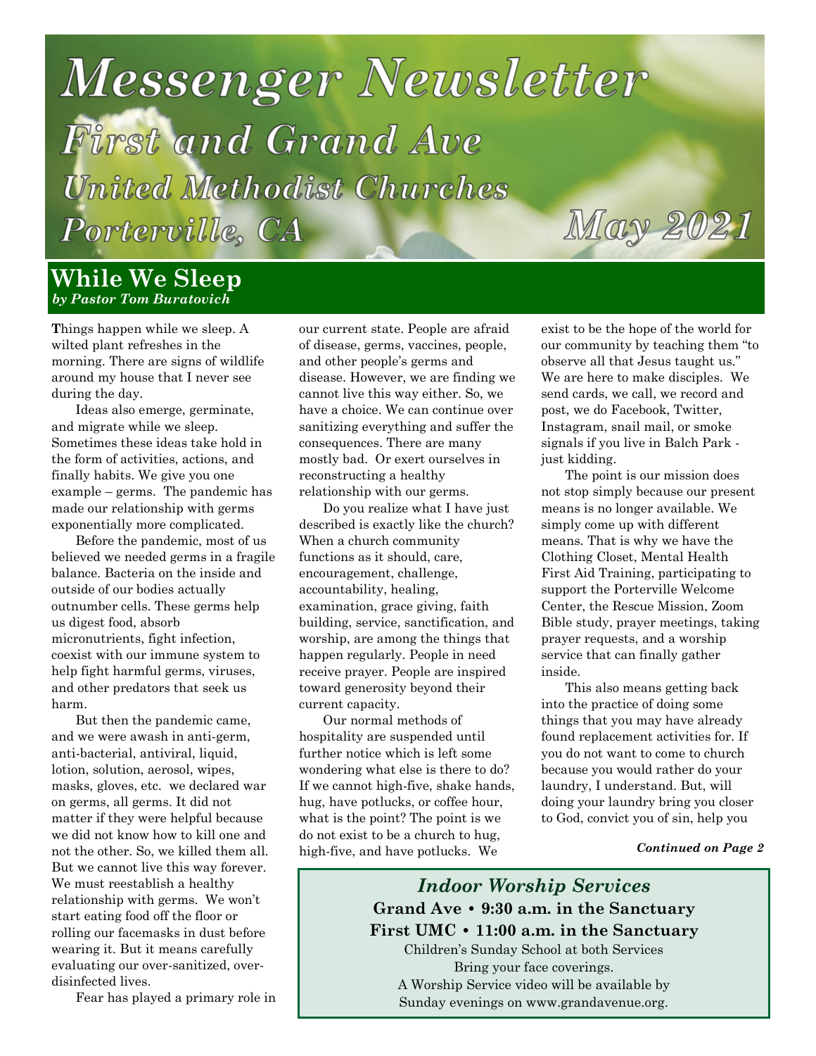# Messenger Newsletter

## First and Grand Ave

## United Methodist Churches

## Porterville, CA

## May 2021

## While We Sleep

***by Pastor Tom Buratovich***

Things happen while we sleep. A wilted plant refreshes in the morning. There are signs of wildlife around my house that I never see during the day.

Ideas also emerge, germinate, and migrate while we sleep. Sometimes these ideas take hold in the form of activities, actions, and finally habits. We give you one example – germs. The pandemic has made our relationship with germs exponentially more complicated.

Before the pandemic, most of us believed we needed germs in a fragile balance. Bacteria on the inside and outside of our bodies actually outnumber cells. These germs help us digest food, absorb micronutrients, fight infection, coexist with our immune system to help fight harmful germs, viruses, and other predators that seek us harm.

But then the pandemic came, and we were awash in anti-germ, anti-bacterial, antiviral, liquid, lotion, solution, aerosol, wipes, masks, gloves, etc. we declared war on germs, all germs. It did not matter if they were helpful because we did not know how to kill one and not the other. So, we killed them all. But we cannot live this way forever. We must reestablish a healthy relationship with germs. We won't start eating food off the floor or rolling our facemasks in dust before wearing it. But it means carefully evaluating our over-sanitized, over-disinfected lives.

Fear has played a primary role in our current state. People are afraid of disease, germs, vaccines, people, and other people's germs and disease. However, we are finding we cannot live this way either. So, we have a choice. We can continue over sanitizing everything and suffer the consequences. There are many mostly bad. Or exert ourselves in reconstructing a healthy relationship with our germs.

Do you realize what I have just described is exactly like the church? When a church community functions as it should, care, encouragement, challenge, accountability, healing, examination, grace giving, faith building, service, sanctification, and worship, are among the things that happen regularly. People in need receive prayer. People are inspired toward generosity beyond their current capacity.

Our normal methods of hospitality are suspended until further notice which is left some wondering what else is there to do? If we cannot high-five, shake hands, hug, have potlucks, or coffee hour, what is the point? The point is we do not exist to be a church to hug, high-five, and have potlucks. We exist to be the hope of the world for our community by teaching them "to observe all that Jesus taught us." We are here to make disciples. We send cards, we call, we record and post, we do Facebook, Twitter, Instagram, snail mail, or smoke signals if you live in Balch Park - just kidding.

The point is our mission does not stop simply because our present means is no longer available. We simply come up with different means. That is why we have the Clothing Closet, Mental Health First Aid Training, participating to support the Porterville Welcome Center, the Rescue Mission, Zoom Bible study, prayer meetings, taking prayer requests, and a worship service that can finally gather inside.

This also means getting back into the practice of doing some things that you may have already found replacement activities for. If you do not want to come to church because you would rather do your laundry, I understand. But, will doing your laundry bring you closer to God, convict you of sin, help you

***Continued on Page 2***

---

### *Indoor Worship Services*

**Grand Ave • 9:30 a.m. in the Sanctuary**

**First UMC • 11:00 a.m. in the Sanctuary**

Children's Sunday School at both Services

Bring your face coverings.

A Worship Service video will be available by Sunday evenings on www.grandavenue.org.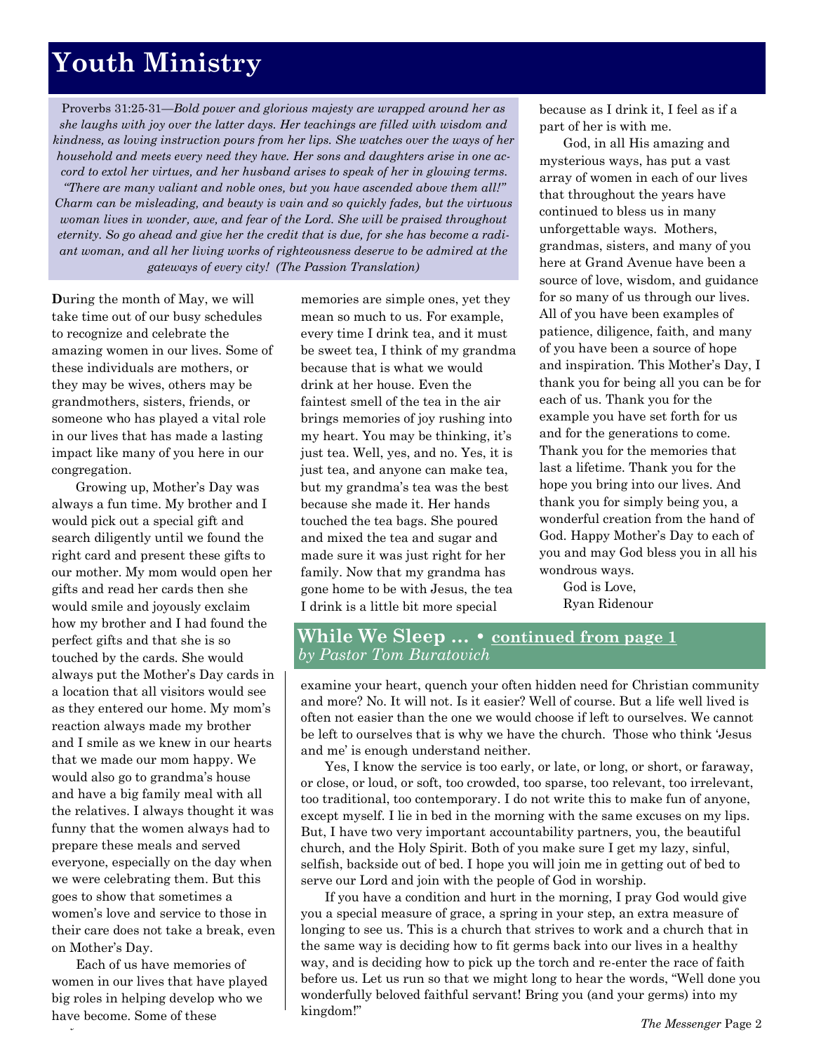# Youth Ministry

Proverbs 31:25-31—*Bold power and glorious majesty are wrapped around her as she laughs with joy over the latter days. Her teachings are filled with wisdom and kindness, as loving instruction pours from her lips. She watches over the ways of her household and meets every need they have. Her sons and daughters arise in one accord to extol her virtues, and her husband arises to speak of her in glowing terms. "There are many valiant and noble ones, but you have ascended above them all!" Charm can be misleading, and beauty is vain and so quickly fades, but the virtuous woman lives in wonder, awe, and fear of the Lord. She will be praised throughout eternity. So go ahead and give her the credit that is due, for she has become a radiant woman, and all her living works of righteousness deserve to be admired at the gateways of every city! (The Passion Translation)*

**D**uring the month of May, we will take time out of our busy schedules to recognize and celebrate the amazing women in our lives. Some of these individuals are mothers, or they may be wives, others may be grandmothers, sisters, friends, or someone who has played a vital role in our lives that has made a lasting impact like many of you here in our congregation.

Growing up, Mother's Day was always a fun time. My brother and I would pick out a special gift and search diligently until we found the right card and present these gifts to our mother. My mom would open her gifts and read her cards then she would smile and joyously exclaim how my brother and I had found the perfect gifts and that she is so touched by the cards. She would always put the Mother's Day cards in a location that all visitors would see as they entered our home. My mom's reaction always made my brother and I smile as we knew in our hearts that we made our mom happy. We would also go to grandma's house and have a big family meal with all the relatives. I always thought it was funny that the women always had to prepare these meals and served everyone, especially on the day when we were celebrating them. But this goes to show that sometimes a women's love and service to those in their care does not take a break, even on Mother's Day.

Each of us have memories of women in our lives that have played big roles in helping develop who we have become. Some of these memories are simple ones, yet they mean so much to us. For example, every time I drink tea, and it must be sweet tea, I think of my grandma because that is what we would drink at her house. Even the faintest smell of the tea in the air brings memories of joy rushing into my heart. You may be thinking, it's just tea. Well, yes, and no. Yes, it is just tea, and anyone can make tea, but my grandma's tea was the best because she made it. Her hands touched the tea bags. She poured and mixed the tea and sugar and made sure it was just right for her family. Now that my grandma has gone home to be with Jesus, the tea I drink is a little bit more special because as I drink it, I feel as if a part of her is with me.

God, in all His amazing and mysterious ways, has put a vast array of women in each of our lives that throughout the years have continued to bless us in many unforgettable ways. Mothers, grandmas, sisters, and many of you here at Grand Avenue have been a source of love, wisdom, and guidance for so many of us through our lives. All of you have been examples of patience, diligence, faith, and many of you have been a source of hope and inspiration. This Mother's Day, I thank you for being all you can be for each of us. Thank you for the example you have set forth for us and for the generations to come. Thank you for the memories that last a lifetime. Thank you for the hope you bring into our lives. And thank you for simply being you, a wonderful creation from the hand of God. Happy Mother's Day to each of you and may God bless you in all his wondrous ways.

God is Love,
Ryan Ridenour

## While We Sleep … • continued from page 1
*by Pastor Tom Buratovich*

examine your heart, quench your often hidden need for Christian community and more? No. It will not. Is it easier? Well of course. But a life well lived is often not easier than the one we would choose if left to ourselves. We cannot be left to ourselves that is why we have the church. Those who think 'Jesus and me' is enough understand neither.

Yes, I know the service is too early, or late, or long, or short, or faraway, or close, or loud, or soft, too crowded, too sparse, too relevant, too irrelevant, too traditional, too contemporary. I do not write this to make fun of anyone, except myself. I lie in bed in the morning with the same excuses on my lips. But, I have two very important accountability partners, you, the beautiful church, and the Holy Spirit. Both of you make sure I get my lazy, sinful, selfish, backside out of bed. I hope you will join me in getting out of bed to serve our Lord and join with the people of God in worship.

If you have a condition and hurt in the morning, I pray God would give you a special measure of grace, a spring in your step, an extra measure of longing to see us. This is a church that strives to work and a church that in the same way is deciding how to fit germs back into our lives in a healthy way, and is deciding how to pick up the torch and re-enter the race of faith before us. Let us run so that we might long to hear the words, "Well done you wonderfully beloved faithful servant! Bring you (and your germs) into my kingdom!"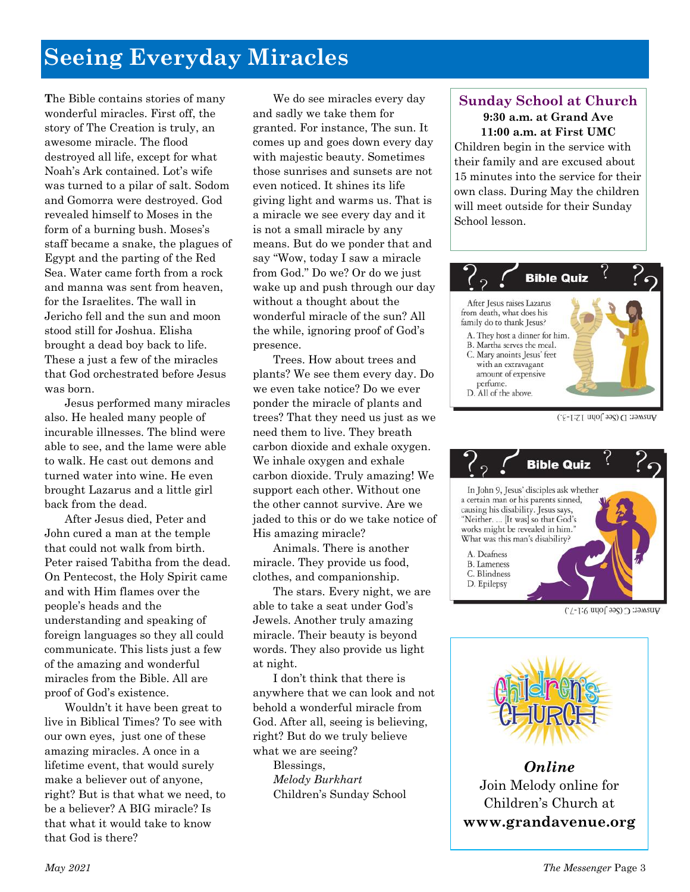# Seeing Everyday Miracles

The Bible contains stories of many wonderful miracles. First off, the story of The Creation is truly, an awesome miracle. The flood destroyed all life, except for what Noah's Ark contained. Lot's wife was turned to a pilar of salt. Sodom and Gomorra were destroyed. God revealed himself to Moses in the form of a burning bush. Moses's staff became a snake, the plagues of Egypt and the parting of the Red Sea. Water came forth from a rock and manna was sent from heaven, for the Israelites. The wall in Jericho fell and the sun and moon stood still for Joshua. Elisha brought a dead boy back to life. These a just a few of the miracles that God orchestrated before Jesus was born.

Jesus performed many miracles also. He healed many people of incurable illnesses. The blind were able to see, and the lame were able to walk. He cast out demons and turned water into wine. He even brought Lazarus and a little girl back from the dead.

After Jesus died, Peter and John cured a man at the temple that could not walk from birth. Peter raised Tabitha from the dead. On Pentecost, the Holy Spirit came and with Him flames over the people's heads and the understanding and speaking of foreign languages so they all could communicate. This lists just a few of the amazing and wonderful miracles from the Bible. All are proof of God's existence.

Wouldn't it have been great to live in Biblical Times? To see with our own eyes, just one of these amazing miracles. A once in a lifetime event, that would surely make a believer out of anyone, right? But is that what we need, to be a believer? A BIG miracle? Is that what it would take to know that God is there?

We do see miracles every day and sadly we take them for granted. For instance, The sun. It comes up and goes down every day with majestic beauty. Sometimes those sunrises and sunsets are not even noticed. It shines its life giving light and warms us. That is a miracle we see every day and it is not a small miracle by any means. But do we ponder that and say "Wow, today I saw a miracle from God." Do we? Or do we just wake up and push through our day without a thought about the wonderful miracle of the sun? All the while, ignoring proof of God's presence.

Trees. How about trees and plants? We see them every day. Do we even take notice? Do we ever ponder the miracle of plants and trees? That they need us just as we need them to live. They breath carbon dioxide and exhale oxygen. We inhale oxygen and exhale carbon dioxide. Truly amazing! We support each other. Without one the other cannot survive. Are we jaded to this or do we take notice of His amazing miracle?

Animals. There is another miracle. They provide us food, clothes, and companionship.

The stars. Every night, we are able to take a seat under God's Jewels. Another truly amazing miracle. Their beauty is beyond words. They also provide us light at night.

I don't think that there is anywhere that we can look and not behold a wonderful miracle from God. After all, seeing is believing, right? But do we truly believe what we are seeing?

Blessings,
*Melody Burkhart*
Children's Sunday School

## Sunday School at Church

**9:30 a.m. at Grand Ave**
**11:00 a.m. at First UMC**

Children begin in the service with their family and are excused about 15 minutes into the service for their own class. During May the children will meet outside for their Sunday School lesson.

### Bible Quiz

After Jesus raises Lazarus from death, what does his family do to thank Jesus?

A. They host a dinner for him.
B. Martha serves the meal.
C. Mary anoints Jesus' feet with an extravagant amount of expensive perfume.
D. All of the above.

Answer: D (See John 12:1-3.)

### Bible Quiz

In John 9, Jesus' disciples ask whether a certain man or his parents sinned, causing his disability. Jesus says, "Neither. ... [It was] so that God's works might be revealed in him." What was this man's disability?

A. Deafness
B. Lameness
C. Blindness
D. Epilepsy

Answer: C (See John 9:1-7.)

## Children's Church

***Online***

Join Melody online for Children's Church at
**www.grandavenue.org**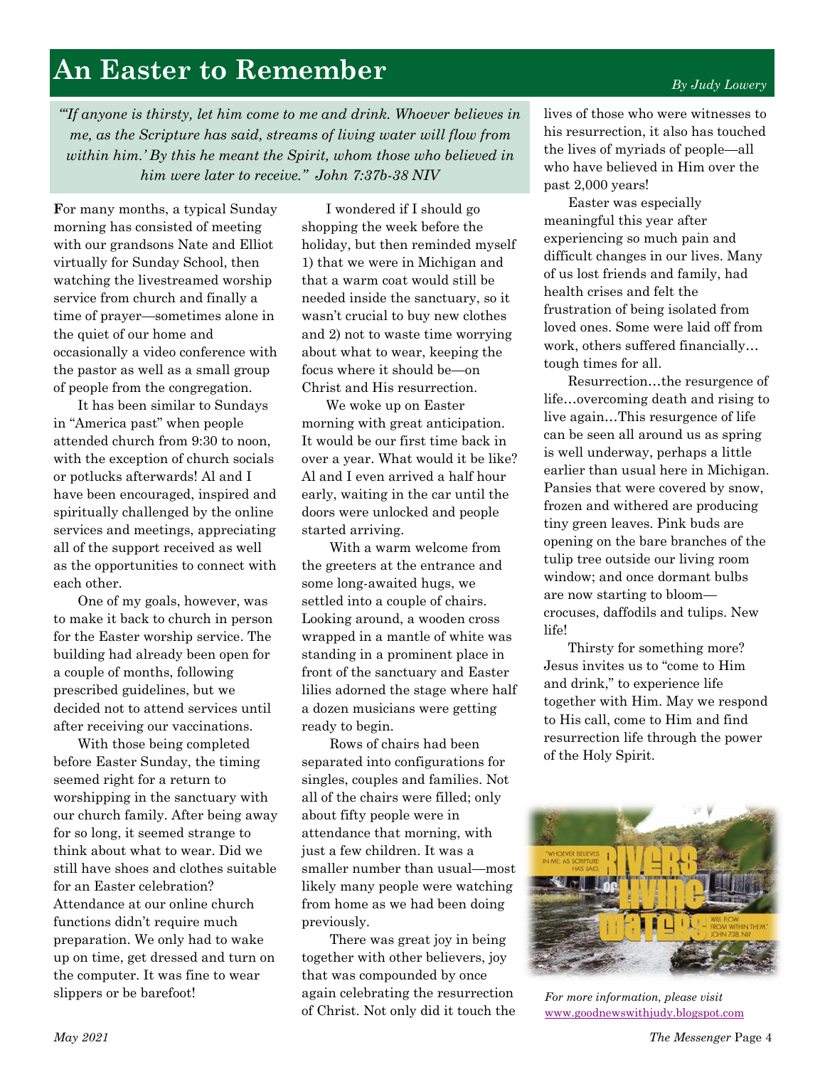# An Easter to Remember

*By Judy Lowery*

*"'If anyone is thirsty, let him come to me and drink. Whoever believes in me, as the Scripture has said, streams of living water will flow from within him.' By this he meant the Spirit, whom those who believed in him were later to receive." John 7:37b-38 NIV*

**F**or many months, a typical Sunday morning has consisted of meeting with our grandsons Nate and Elliot virtually for Sunday School, then watching the livestreamed worship service from church and finally a time of prayer—sometimes alone in the quiet of our home and occasionally a video conference with the pastor as well as a small group of people from the congregation.

It has been similar to Sundays in "America past" when people attended church from 9:30 to noon, with the exception of church socials or potlucks afterwards! Al and I have been encouraged, inspired and spiritually challenged by the online services and meetings, appreciating all of the support received as well as the opportunities to connect with each other.

One of my goals, however, was to make it back to church in person for the Easter worship service. The building had already been open for a couple of months, following prescribed guidelines, but we decided not to attend services until after receiving our vaccinations.

With those being completed before Easter Sunday, the timing seemed right for a return to worshipping in the sanctuary with our church family. After being away for so long, it seemed strange to think about what to wear. Did we still have shoes and clothes suitable for an Easter celebration? Attendance at our online church functions didn't require much preparation. We only had to wake up on time, get dressed and turn on the computer. It was fine to wear slippers or be barefoot!

I wondered if I should go shopping the week before the holiday, but then reminded myself 1) that we were in Michigan and that a warm coat would still be needed inside the sanctuary, so it wasn't crucial to buy new clothes and 2) not to waste time worrying about what to wear, keeping the focus where it should be—on Christ and His resurrection.

We woke up on Easter morning with great anticipation. It would be our first time back in over a year. What would it be like? Al and I even arrived a half hour early, waiting in the car until the doors were unlocked and people started arriving.

With a warm welcome from the greeters at the entrance and some long-awaited hugs, we settled into a couple of chairs. Looking around, a wooden cross wrapped in a mantle of white was standing in a prominent place in front of the sanctuary and Easter lilies adorned the stage where half a dozen musicians were getting ready to begin.

Rows of chairs had been separated into configurations for singles, couples and families. Not all of the chairs were filled; only about fifty people were in attendance that morning, with just a few children. It was a smaller number than usual—most likely many people were watching from home as we had been doing previously.

There was great joy in being together with other believers, joy that was compounded by once again celebrating the resurrection of Christ. Not only did it touch the lives of those who were witnesses to his resurrection, it also has touched the lives of myriads of people—all who have believed in Him over the past 2,000 years!

Easter was especially meaningful this year after experiencing so much pain and difficult changes in our lives. Many of us lost friends and family, had health crises and felt the frustration of being isolated from loved ones. Some were laid off from work, others suffered financially… tough times for all.

Resurrection…the resurgence of life…overcoming death and rising to live again…This resurgence of life can be seen all around us as spring is well underway, perhaps a little earlier than usual here in Michigan. Pansies that were covered by snow, frozen and withered are producing tiny green leaves. Pink buds are opening on the bare branches of the tulip tree outside our living room window; and once dormant bulbs are now starting to bloom—crocuses, daffodils and tulips. New life!

Thirsty for something more? Jesus invites us to "come to Him and drink," to experience life together with Him. May we respond to His call, come to Him and find resurrection life through the power of the Holy Spirit.

*For more information, please visit* www.goodnewswithjudy.blogspot.com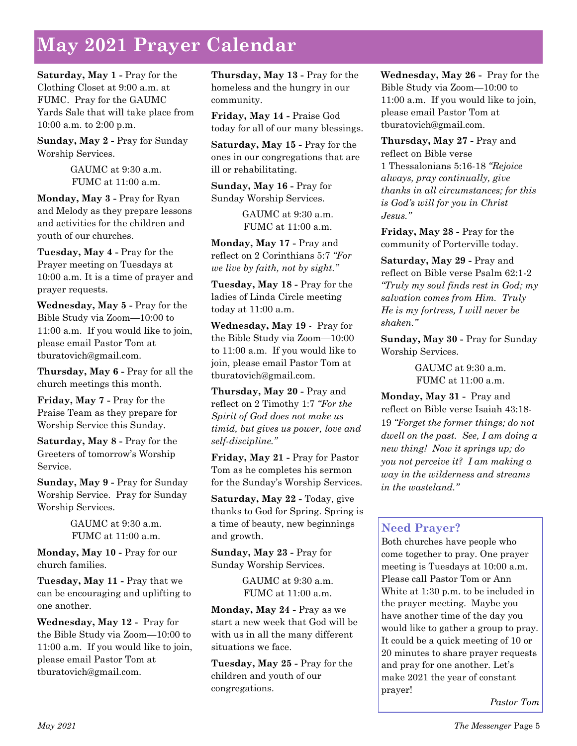# May 2021 Prayer Calendar

**Saturday, May 1 -** Pray for the Clothing Closet at 9:00 a.m. at FUMC. Pray for the GAUMC Yards Sale that will take place from 10:00 a.m. to 2:00 p.m.

**Sunday, May 2 -** Pray for Sunday Worship Services.

GAUMC at 9:30 a.m.
FUMC at 11:00 a.m.

**Monday, May 3 -** Pray for Ryan and Melody as they prepare lessons and activities for the children and youth of our churches.

**Tuesday, May 4 -** Pray for the Prayer meeting on Tuesdays at 10:00 a.m. It is a time of prayer and prayer requests.

**Wednesday, May 5 -** Pray for the Bible Study via Zoom—10:00 to 11:00 a.m. If you would like to join, please email Pastor Tom at tburatovich@gmail.com.

**Thursday, May 6 -** Pray for all the church meetings this month.

**Friday, May 7 -** Pray for the Praise Team as they prepare for Worship Service this Sunday.

**Saturday, May 8 -** Pray for the Greeters of tomorrow's Worship Service.

**Sunday, May 9 -** Pray for Sunday Worship Service. Pray for Sunday Worship Services.

GAUMC at 9:30 a.m.
FUMC at 11:00 a.m.

**Monday, May 10 -** Pray for our church families.

**Tuesday, May 11 -** Pray that we can be encouraging and uplifting to one another.

**Wednesday, May 12 -** Pray for the Bible Study via Zoom—10:00 to 11:00 a.m. If you would like to join, please email Pastor Tom at tburatovich@gmail.com.

**Thursday, May 13 -** Pray for the homeless and the hungry in our community.

**Friday, May 14 -** Praise God today for all of our many blessings.

**Saturday, May 15 -** Pray for the ones in our congregations that are ill or rehabilitating.

**Sunday, May 16 -** Pray for Sunday Worship Services.

GAUMC at 9:30 a.m.
FUMC at 11:00 a.m.

**Monday, May 17 -** Pray and reflect on 2 Corinthians 5:7 *"For we live by faith, not by sight."*

**Tuesday, May 18 -** Pray for the ladies of Linda Circle meeting today at 11:00 a.m.

**Wednesday, May 19** - Pray for the Bible Study via Zoom—10:00 to 11:00 a.m. If you would like to join, please email Pastor Tom at tburatovich@gmail.com.

**Thursday, May 20 -** Pray and reflect on 2 Timothy 1:7 *"For the Spirit of God does not make us timid, but gives us power, love and self-discipline."*

**Friday, May 21 -** Pray for Pastor Tom as he completes his sermon for the Sunday's Worship Services.

**Saturday, May 22 -** Today, give thanks to God for Spring. Spring is a time of beauty, new beginnings and growth.

**Sunday, May 23 -** Pray for Sunday Worship Services.

GAUMC at 9:30 a.m.
FUMC at 11:00 a.m.

**Monday, May 24 -** Pray as we start a new week that God will be with us in all the many different situations we face.

**Tuesday, May 25 -** Pray for the children and youth of our congregations.

**Wednesday, May 26 -** Pray for the Bible Study via Zoom—10:00 to 11:00 a.m. If you would like to join, please email Pastor Tom at tburatovich@gmail.com.

**Thursday, May 27 -** Pray and reflect on Bible verse 1 Thessalonians 5:16-18 *"Rejoice always, pray continually, give thanks in all circumstances; for this is God's will for you in Christ Jesus."*

**Friday, May 28 -** Pray for the community of Porterville today.

**Saturday, May 29 -** Pray and reflect on Bible verse Psalm 62:1-2 *"Truly my soul finds rest in God; my salvation comes from Him. Truly He is my fortress, I will never be shaken."*

**Sunday, May 30 -** Pray for Sunday Worship Services.

GAUMC at 9:30 a.m.
FUMC at 11:00 a.m.

**Monday, May 31 -** Pray and reflect on Bible verse Isaiah 43:18-19 *"Forget the former things; do not dwell on the past. See, I am doing a new thing! Now it springs up; do you not perceive it? I am making a way in the wilderness and streams in the wasteland."*

## Need Prayer?

Both churches have people who come together to pray. One prayer meeting is Tuesdays at 10:00 a.m. Please call Pastor Tom or Ann White at 1:30 p.m. to be included in the prayer meeting. Maybe you have another time of the day you would like to gather a group to pray. It could be a quick meeting of 10 or 20 minutes to share prayer requests and pray for one another. Let's make 2021 the year of constant prayer!

*Pastor Tom*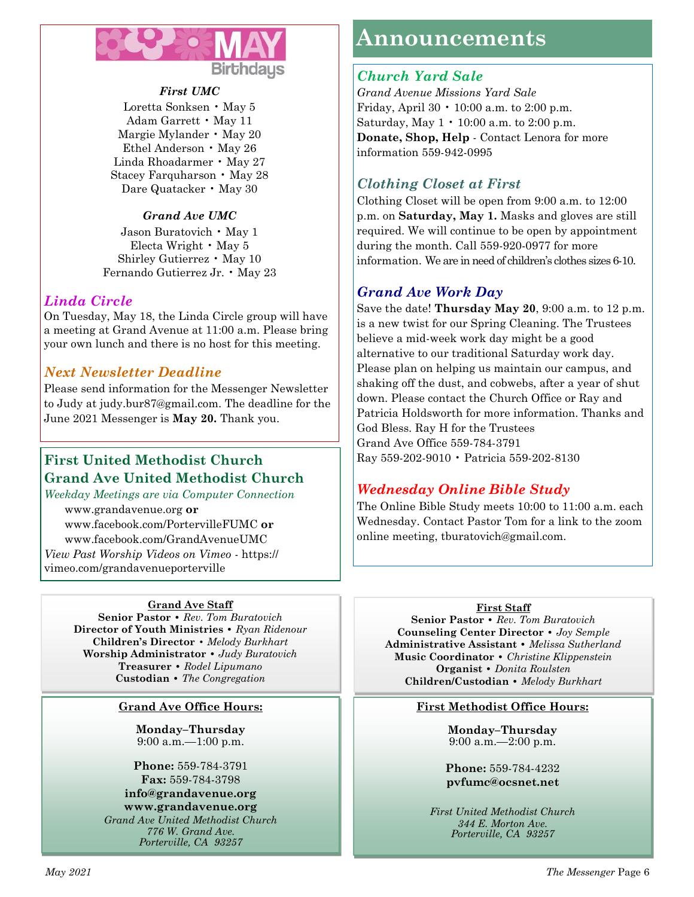# MAY Birthdays

***First UMC***

Loretta Sonksen • May 5
Adam Garrett • May 11
Margie Mylander • May 20
Ethel Anderson • May 26
Linda Rhoadarmer • May 27
Stacey Farquharson • May 28
Dare Quatacker • May 30

***Grand Ave UMC***

Jason Buratovich • May 1
Electa Wright • May 5
Shirley Gutierrez • May 10
Fernando Gutierrez Jr. • May 23

## *Linda Circle*

On Tuesday, May 18, the Linda Circle group will have a meeting at Grand Avenue at 11:00 a.m. Please bring your own lunch and there is no host for this meeting.

## *Next Newsletter Deadline*

Please send information for the Messenger Newsletter to Judy at judy.bur87@gmail.com. The deadline for the June 2021 Messenger is **May 20.** Thank you.

## First United Methodist Church
## Grand Ave United Methodist Church

*Weekday Meetings are via Computer Connection*

www.grandavenue.org **or**
www.facebook.com/PortervilleFUMC **or**
www.facebook.com/GrandAvenueUMC

*View Past Worship Videos on Vimeo* - https://vimeo.com/grandavenueporterville

# Announcements

## *Church Yard Sale*

*Grand Avenue Missions Yard Sale*
Friday, April 30 • 10:00 a.m. to 2:00 p.m.
Saturday, May 1 • 10:00 a.m. to 2:00 p.m.
**Donate, Shop, Help** - Contact Lenora for more information 559-942-0995

## *Clothing Closet at First*

Clothing Closet will be open from 9:00 a.m. to 12:00 p.m. on **Saturday, May 1.** Masks and gloves are still required. We will continue to be open by appointment during the month. Call 559-920-0977 for more information. We are in need of children's clothes sizes 6-10.

## *Grand Ave Work Day*

Save the date! **Thursday May 20**, 9:00 a.m. to 12 p.m. is a new twist for our Spring Cleaning. The Trustees believe a mid-week work day might be a good alternative to our traditional Saturday work day. Please plan on helping us maintain our campus, and shaking off the dust, and cobwebs, after a year of shut down. Please contact the Church Office or Ray and Patricia Holdsworth for more information. Thanks and God Bless. Ray H for the Trustees
Grand Ave Office 559-784-3791
Ray 559-202-9010 • Patricia 559-202-8130

## *Wednesday Online Bible Study*

The Online Bible Study meets 10:00 to 11:00 a.m. each Wednesday. Contact Pastor Tom for a link to the zoom online meeting, tburatovich@gmail.com.

**Grand Ave Staff**

**Senior Pastor** • *Rev. Tom Buratovich*
**Director of Youth Ministries** • *Ryan Ridenour*
**Children's Director** • *Melody Burkhart*
**Worship Administrator** • *Judy Buratovich*
**Treasurer** • *Rodel Lipumano*
**Custodian** • *The Congregation*

**Grand Ave Office Hours:**

**Monday–Thursday**
9:00 a.m.—1:00 p.m.

**Phone:** 559-784-3791
**Fax:** 559-784-3798
**info@grandavenue.org**
**www.grandavenue.org**
*Grand Ave United Methodist Church*
*776 W. Grand Ave.*
*Porterville, CA 93257*

**First Staff**

**Senior Pastor** • *Rev. Tom Buratovich*
**Counseling Center Director** • *Joy Semple*
**Administrative Assistant** • *Melissa Sutherland*
**Music Coordinator** • *Christine Klippenstein*
**Organist** • *Donita Roulsten*
**Children/Custodian** • *Melody Burkhart*

**First Methodist Office Hours:**

**Monday–Thursday**
9:00 a.m.—2:00 p.m.

**Phone:** 559-784-4232
**pvfumc@ocsnet.net**

*First United Methodist Church*
*344 E. Morton Ave.*
*Porterville, CA 93257*